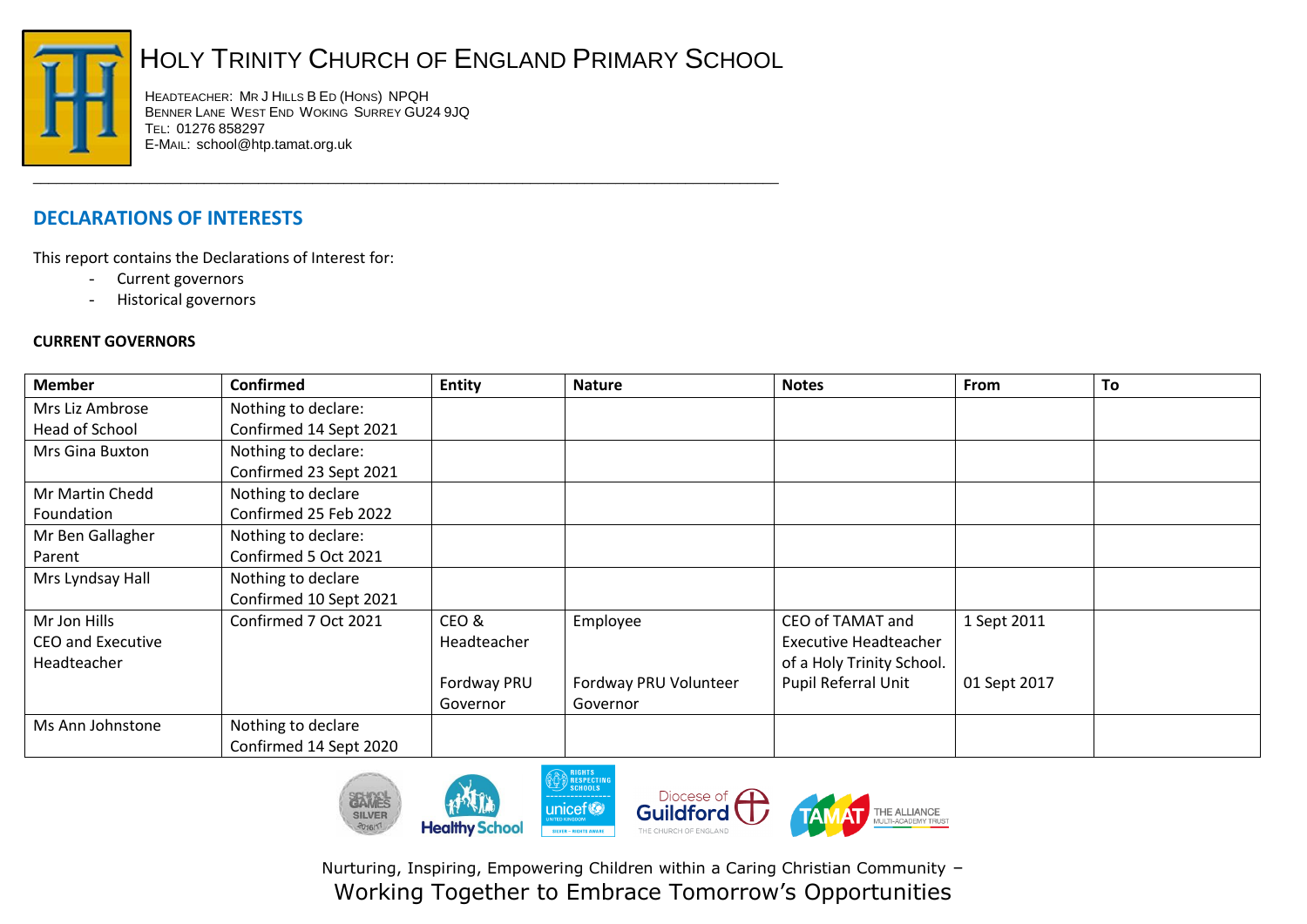# Holy Trinity Church of England Primary School

Headteacher: Mr J Hills B Ed (Hons) NPQH
Benner Lane West End Woking Surrey GU24 9JQ
Tel: 01276 858297
E-Mail: school@htp.tamat.org.uk

## DECLARATIONS OF INTERESTS

This report contains the Declarations of Interest for:

- Current governors
- Historical governors

**CURRENT GOVERNORS**

| Member | Confirmed | Entity | Nature | Notes | From | To |
|---|---|---|---|---|---|---|
| Mrs Liz Ambrose<br>Head of School | Nothing to declare:<br>Confirmed 14 Sept 2021 | | | | | |
| Mrs Gina Buxton | Nothing to declare:<br>Confirmed 23 Sept 2021 | | | | | |
| Mr Martin Chedd<br>Foundation | Nothing to declare<br>Confirmed 25 Feb 2022 | | | | | |
| Mr Ben Gallagher<br>Parent | Nothing to declare:<br>Confirmed 5 Oct 2021 | | | | | |
| Mrs Lyndsay Hall | Nothing to declare<br>Confirmed 10 Sept 2021 | | | | | |
| Mr Jon Hills<br>CEO and Executive Headteacher | Confirmed 7 Oct 2021 | CEO & Headteacher<br><br>Fordway PRU Governor | Employee<br><br>Fordway PRU Volunteer Governor | CEO of TAMAT and Executive Headteacher of a Holy Trinity School.<br>Pupil Referral Unit | 1 Sept 2011<br><br>01 Sept 2017 | |
| Ms Ann Johnstone | Nothing to declare<br>Confirmed 14 Sept 2020 | | | | | |

Nurturing, Inspiring, Empowering Children within a Caring Christian Community –
Working Together to Embrace Tomorrow's Opportunities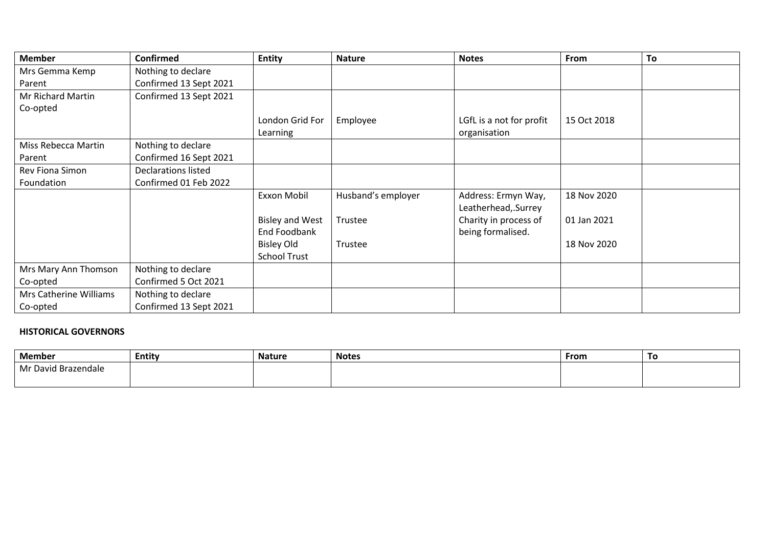| Member | Confirmed | Entity | Nature | Notes | From | To |
|---|---|---|---|---|---|---|
| Mrs Gemma Kemp Parent | Nothing to declare Confirmed 13 Sept 2021 | | | | | |
| Mr Richard Martin Co-opted | Confirmed 13 Sept 2021 | | | | | |
| | | London Grid For Learning | Employee | LGfL is a not for profit organisation | 15 Oct 2018 | |
| Miss Rebecca Martin Parent | Nothing to declare Confirmed 16 Sept 2021 | | | | | |
| Rev Fiona Simon Foundation | Declarations listed Confirmed 01 Feb 2022 | | | | | |
| | | Exxon Mobil | Husband's employer | Address: Ermyn Way, Leatherhead,.Surrey | 18 Nov 2020 | |
| | | Bisley and West End Foodbank | Trustee | Charity in process of being formalised. | 01 Jan 2021 | |
| | | Bisley Old School Trust | Trustee | | 18 Nov 2020 | |
| Mrs Mary Ann Thomson Co-opted | Nothing to declare Confirmed 5 Oct 2021 | | | | | |
| Mrs Catherine Williams Co-opted | Nothing to declare Confirmed 13 Sept 2021 | | | | | |

**HISTORICAL GOVERNORS**

| Member | Entity | Nature | Notes | From | To |
|---|---|---|---|---|---|
| Mr David Brazendale | | | | | |